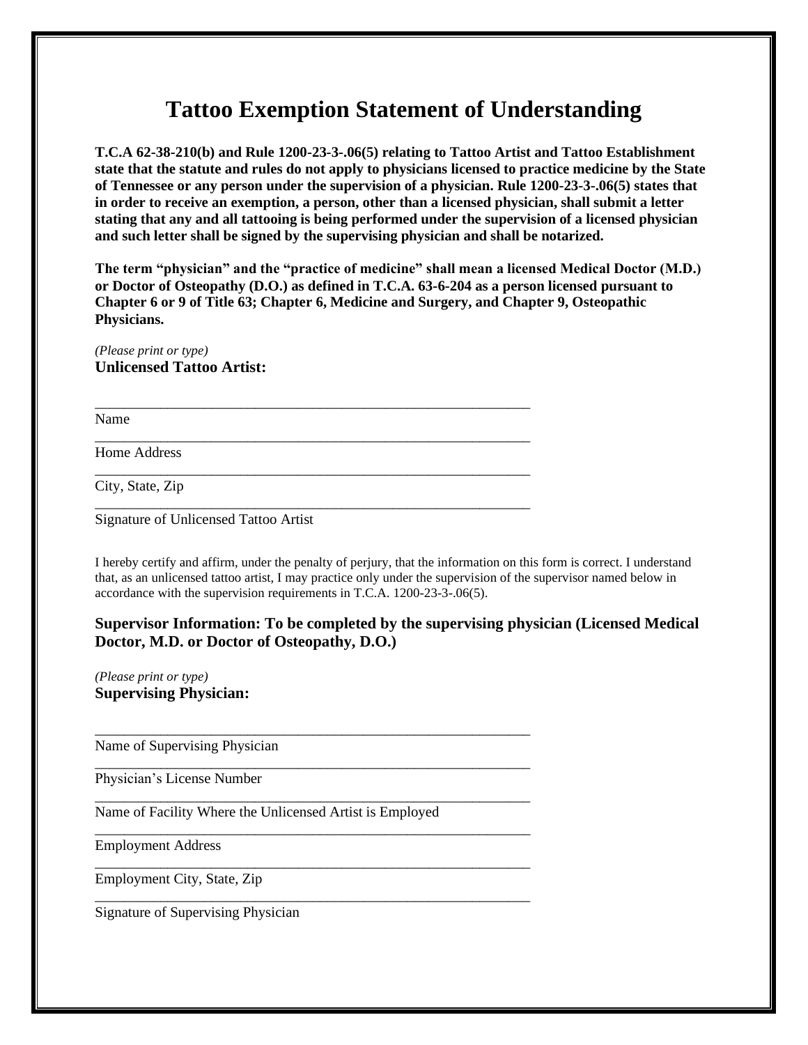# Tattoo Exemption Statement of Understanding

**T.C.A 62-38-210(b) and Rule 1200-23-3-.06(5) relating to Tattoo Artist and Tattoo Establishment state that the statute and rules do not apply to physicians licensed to practice medicine by the State of Tennessee or any person under the supervision of a physician. Rule 1200-23-3-.06(5) states that in order to receive an exemption, a person, other than a licensed physician, shall submit a letter stating that any and all tattooing is being performed under the supervision of a licensed physician and such letter shall be signed by the supervising physician and shall be notarized.**

**The term "physician" and the "practice of medicine" shall mean a licensed Medical Doctor (M.D.) or Doctor of Osteopathy (D.O.) as defined in T.C.A. 63-6-204 as a person licensed pursuant to Chapter 6 or 9 of Title 63; Chapter 6, Medicine and Surgery, and Chapter 9, Osteopathic Physicians.**

*(Please print or type)*
**Unlicensed Tattoo Artist:**

_______________________________________________
Name

_______________________________________________
Home Address

_______________________________________________
City, State, Zip

_______________________________________________
Signature of Unlicensed Tattoo Artist

I hereby certify and affirm, under the penalty of perjury, that the information on this form is correct. I understand that, as an unlicensed tattoo artist, I may practice only under the supervision of the supervisor named below in accordance with the supervision requirements in T.C.A. 1200-23-3-.06(5).

### Supervisor Information: To be completed by the supervising physician (Licensed Medical Doctor, M.D. or Doctor of Osteopathy, D.O.)

*(Please print or type)*
**Supervising Physician:**

_______________________________________________
Name of Supervising Physician

_______________________________________________
Physician's License Number

_______________________________________________
Name of Facility Where the Unlicensed Artist is Employed

_______________________________________________
Employment Address

_______________________________________________
Employment City, State, Zip

_______________________________________________
Signature of Supervising Physician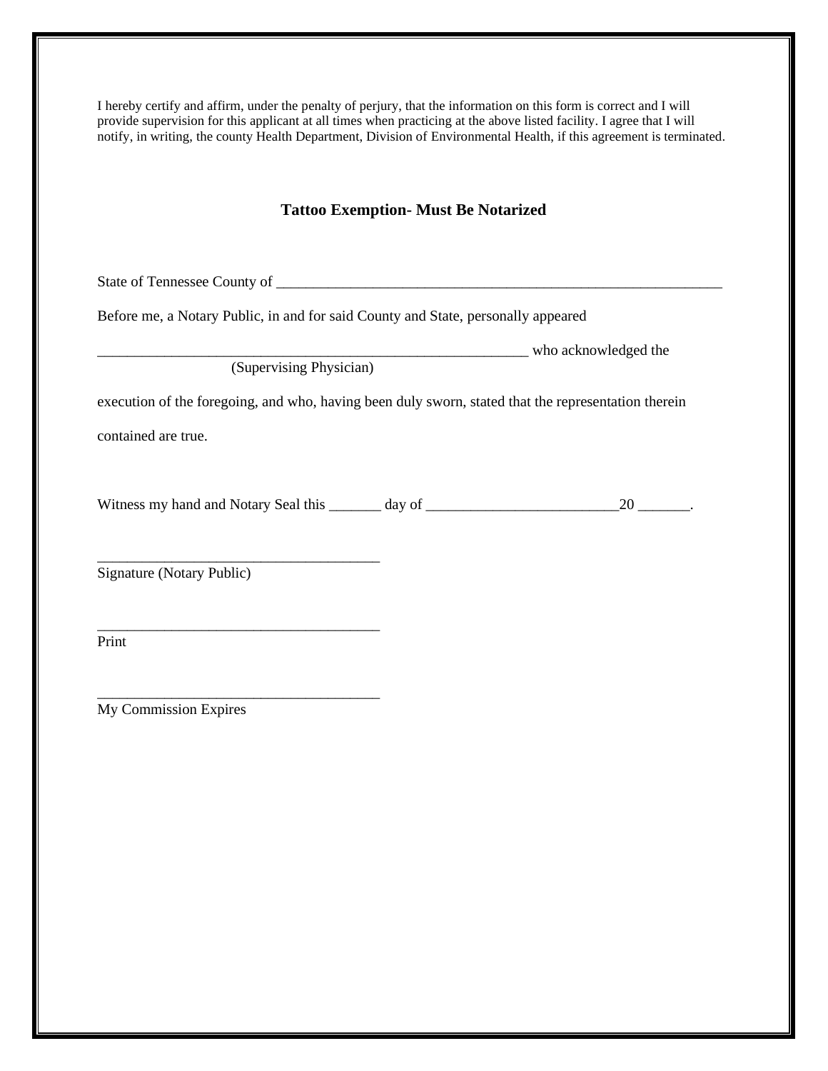I hereby certify and affirm, under the penalty of perjury, that the information on this form is correct and I will provide supervision for this applicant at all times when practicing at the above listed facility. I agree that I will notify, in writing, the county Health Department, Division of Environmental Health, if this agreement is terminated.

## Tattoo Exemption- Must Be Notarized

State of Tennessee County of ______________________________________________________________

Before me, a Notary Public, in and for said County and State, personally appeared

____________________________________________________________ who acknowledged the
(Supervising Physician)

execution of the foregoing, and who, having been duly sworn, stated that the representation therein contained are true.

Witness my hand and Notary Seal this _______ day of __________________________20 _______.

_______________________________________
Signature (Notary Public)

_______________________________________
Print

_______________________________________
My Commission Expires